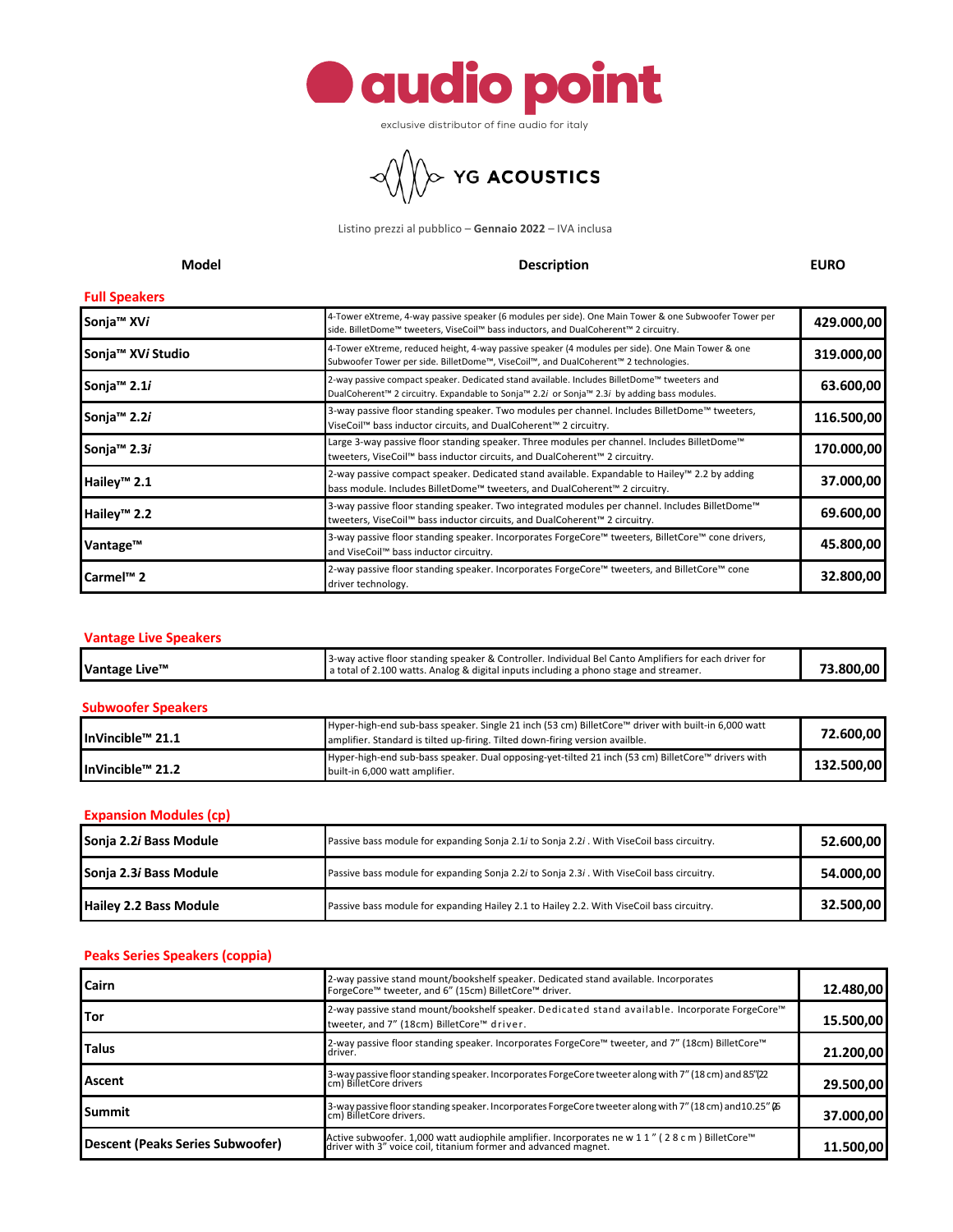# audio point

exclusive distributor of fine audio for italy

## YG ACOUSTICS

Listino prezzi al pubblico – **Gennaio 2022** – IVA inclusa

| Model | Description | EURO |
|---|---|---|

### Full Speakers

| Model | Description | EURO |
|---|---|---|
| **Sonja™ XV*i*** | 4-Tower eXtreme, 4-way passive speaker (6 modules per side). One Main Tower & one Subwoofer Tower per side. BilletDome™ tweeters, ViseCoil™ bass inductors, and DualCoherent™ 2 circuitry. | **429.000,00** |
| **Sonja™ XV*i* Studio** | 4-Tower eXtreme, reduced height, 4-way passive speaker (4 modules per side). One Main Tower & one Subwoofer Tower per side. BilletDome™, ViseCoil™, and DualCoherent™ 2 technologies. | **319.000,00** |
| **Sonja™ 2.1*i*** | 2-way passive compact speaker. Dedicated stand available. Includes BilletDome™ tweeters and DualCoherent™ 2 circuitry. Expandable to Sonja™ 2.2*i* or Sonja™ 2.3*i* by adding bass modules. | **63.600,00** |
| **Sonja™ 2.2*i*** | 3-way passive floor standing speaker. Two modules per channel. Includes BilletDome™ tweeters, ViseCoil™ bass inductor circuits, and DualCoherent™ 2 circuitry. | **116.500,00** |
| **Sonja™ 2.3*i*** | Large 3-way passive floor standing speaker. Three modules per channel. Includes BilletDome™ tweeters, ViseCoil™ bass inductor circuits, and DualCoherent™ 2 circuitry. | **170.000,00** |
| **Hailey™ 2.1** | 2-way passive compact speaker. Dedicated stand available. Expandable to Hailey™ 2.2 by adding bass module. Includes BilletDome™ tweeters, and DualCoherent™ 2 circuitry. | **37.000,00** |
| **Hailey™ 2.2** | 3-way passive floor standing speaker. Two integrated modules per channel. Includes BilletDome™ tweeters, ViseCoil™ bass inductor circuits, and DualCoherent™ 2 circuitry. | **69.600,00** |
| **Vantage™** | 3-way passive floor standing speaker. Incorporates ForgeCore™ tweeters, BilletCore™ cone drivers, and ViseCoil™ bass inductor circuitry. | **45.800,00** |
| **Carmel™ 2** | 2-way passive floor standing speaker. Incorporates ForgeCore™ tweeters, and BilletCore™ cone driver technology. | **32.800,00** |

### Vantage Live Speakers

| Model | Description | EURO |
|---|---|---|
| **Vantage Live™** | 3-way active floor standing speaker & Controller. Individual Bel Canto Amplifiers for each driver for a total of 2.100 watts. Analog & digital inputs including a phono stage and streamer. | **73.800,00** |

### Subwoofer Speakers

| Model | Description | EURO |
|---|---|---|
| **InVincible™ 21.1** | Hyper-high-end sub-bass speaker. Single 21 inch (53 cm) BilletCore™ driver with built-in 6,000 watt amplifier. Standard is tilted up-firing. Tilted down-firing version availble. | **72.600,00** |
| **InVincible™ 21.2** | Hyper-high-end sub-bass speaker. Dual opposing-yet-tilted 21 inch (53 cm) BilletCore™ drivers with built-in 6,000 watt amplifier. | **132.500,00** |

### Expansion Modules (cp)

| Model | Description | EURO |
|---|---|---|
| **Sonja 2.2*i* Bass Module** | Passive bass module for expanding Sonja 2.1*i* to Sonja 2.2*i* . With ViseCoil bass circuitry. | **52.600,00** |
| **Sonja 2.3*i* Bass Module** | Passive bass module for expanding Sonja 2.2*i* to Sonja 2.3*i* . With ViseCoil bass circuitry. | **54.000,00** |
| **Hailey 2.2 Bass Module** | Passive bass module for expanding Hailey 2.1 to Hailey 2.2. With ViseCoil bass circuitry. | **32.500,00** |

### Peaks Series Speakers (coppia)

| Model | Description | EURO |
|---|---|---|
| **Cairn** | 2-way passive stand mount/bookshelf speaker. Dedicated stand available. Incorporates ForgeCore™ tweeter, and 6" (15cm) BilletCore™ driver. | **12.480,00** |
| **Tor** | 2-way passive stand mount/bookshelf speaker. Dedicated stand available. Incorporate ForgeCore™ tweeter, and 7" (18cm) BilletCore™ driver. | **15.500,00** |
| **Talus** | 2-way passive floor standing speaker. Incorporates ForgeCore™ tweeter, and 7" (18cm) BilletCore™ driver. | **21.200,00** |
| **Ascent** | 3-way passive floor standing speaker. Incorporates ForgeCore tweeter along with 7" (18 cm) and 8.5" (22 cm) BilletCore drivers | **29.500,00** |
| **Summit** | 3-way passive floor standing speaker. Incorporates ForgeCore tweeter along with 7" (18 cm) and 10.25" (26 cm) BilletCore drivers. | **37.000,00** |
| **Descent (Peaks Series Subwoofer)** | Active subwoofer. 1,000 watt audiophile amplifier. Incorporates new 11" (28 cm) BilletCore™ driver with 3" voice coil, titanium former and advanced magnet. | **11.500,00** |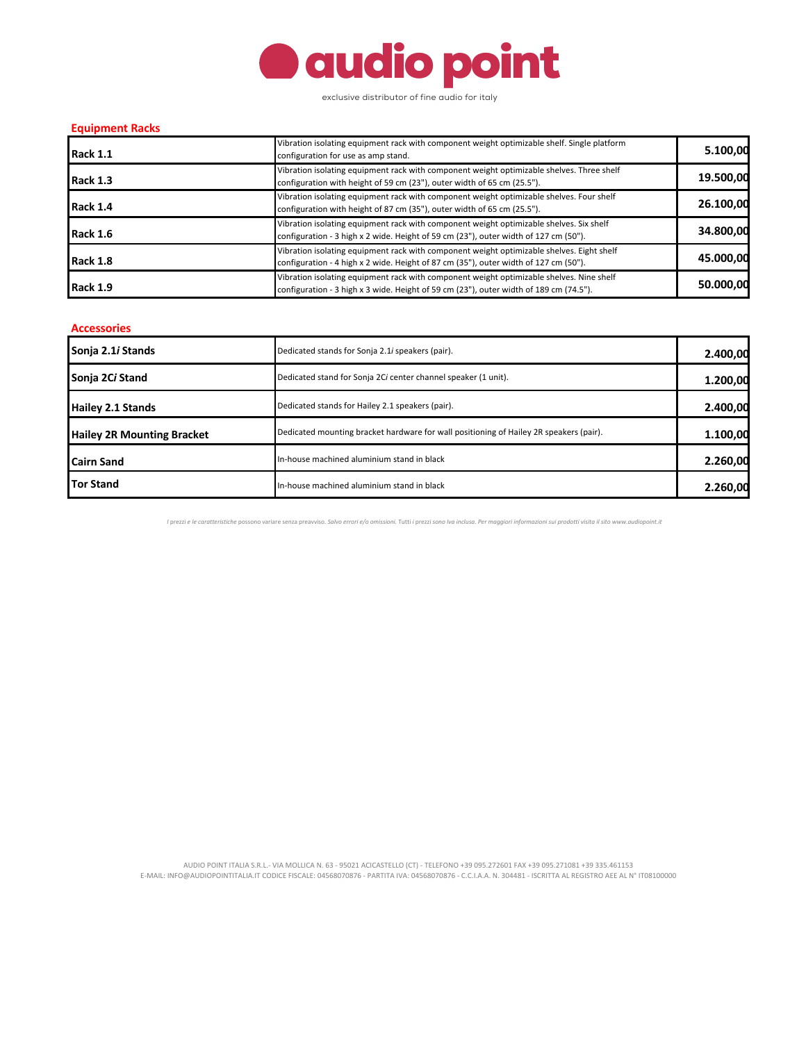# audio point

exclusive distributor of fine audio for italy

## Equipment Racks

| | | |
|---|---|---|
| **Rack 1.1** | Vibration isolating equipment rack with component weight optimizable shelf. Single platform configuration for use as amp stand. | **5.100,00** |
| **Rack 1.3** | Vibration isolating equipment rack with component weight optimizable shelves. Three shelf configuration with height of 59 cm (23"), outer width of 65 cm (25.5"). | **19.500,00** |
| **Rack 1.4** | Vibration isolating equipment rack with component weight optimizable shelves. Four shelf configuration with height of 87 cm (35"), outer width of 65 cm (25.5"). | **26.100,00** |
| **Rack 1.6** | Vibration isolating equipment rack with component weight optimizable shelves. Six shelf configuration - 3 high x 2 wide. Height of 59 cm (23"), outer width of 127 cm (50"). | **34.800,00** |
| **Rack 1.8** | Vibration isolating equipment rack with component weight optimizable shelves. Eight shelf configuration - 4 high x 2 wide. Height of 87 cm (35"), outer width of 127 cm (50"). | **45.000,00** |
| **Rack 1.9** | Vibration isolating equipment rack with component weight optimizable shelves. Nine shelf configuration - 3 high x 3 wide. Height of 59 cm (23"), outer width of 189 cm (74.5"). | **50.000,00** |

## Accessories

| | | |
|---|---|---|
| **Sonja 2.1*i* Stands** | Dedicated stands for Sonja 2.1*i* speakers (pair). | **2.400,00** |
| **Sonja 2C*i* Stand** | Dedicated stand for Sonja 2C*i* center channel speaker (1 unit). | **1.200,00** |
| **Hailey 2.1 Stands** | Dedicated stands for Hailey 2.1 speakers (pair). | **2.400,00** |
| **Hailey 2R Mounting Bracket** | Dedicated mounting bracket hardware for wall positioning of Hailey 2R speakers (pair). | **1.100,00** |
| **Cairn Sand** | In-house machined aluminium stand in black | **2.260,00** |
| **Tor Stand** | In-house machined aluminium stand in black | **2.260,00** |

*I prezzi e le caratteristiche* possono variare senza preavviso. *Salvo errori e/o omissioni.* Tutti *i prezzi sono Iva inclusa. Per maggiori informazioni sui prodotti visita il sito www.audiopoint.it*

AUDIO POINT ITALIA S.R.L.- VIA MOLLICA N. 63 - 95021 ACICASTELLO (CT) - TELEFONO +39 095.272601 FAX +39 095.271081 +39 335.461153
E-MAIL: INFO@AUDIOPOINTITALIA.IT CODICE FISCALE: 04568070876 - PARTITA IVA: 04568070876 - C.C.I.A.A. N. 304481 - ISCRITTA AL REGISTRO AEE AL N° IT08100000